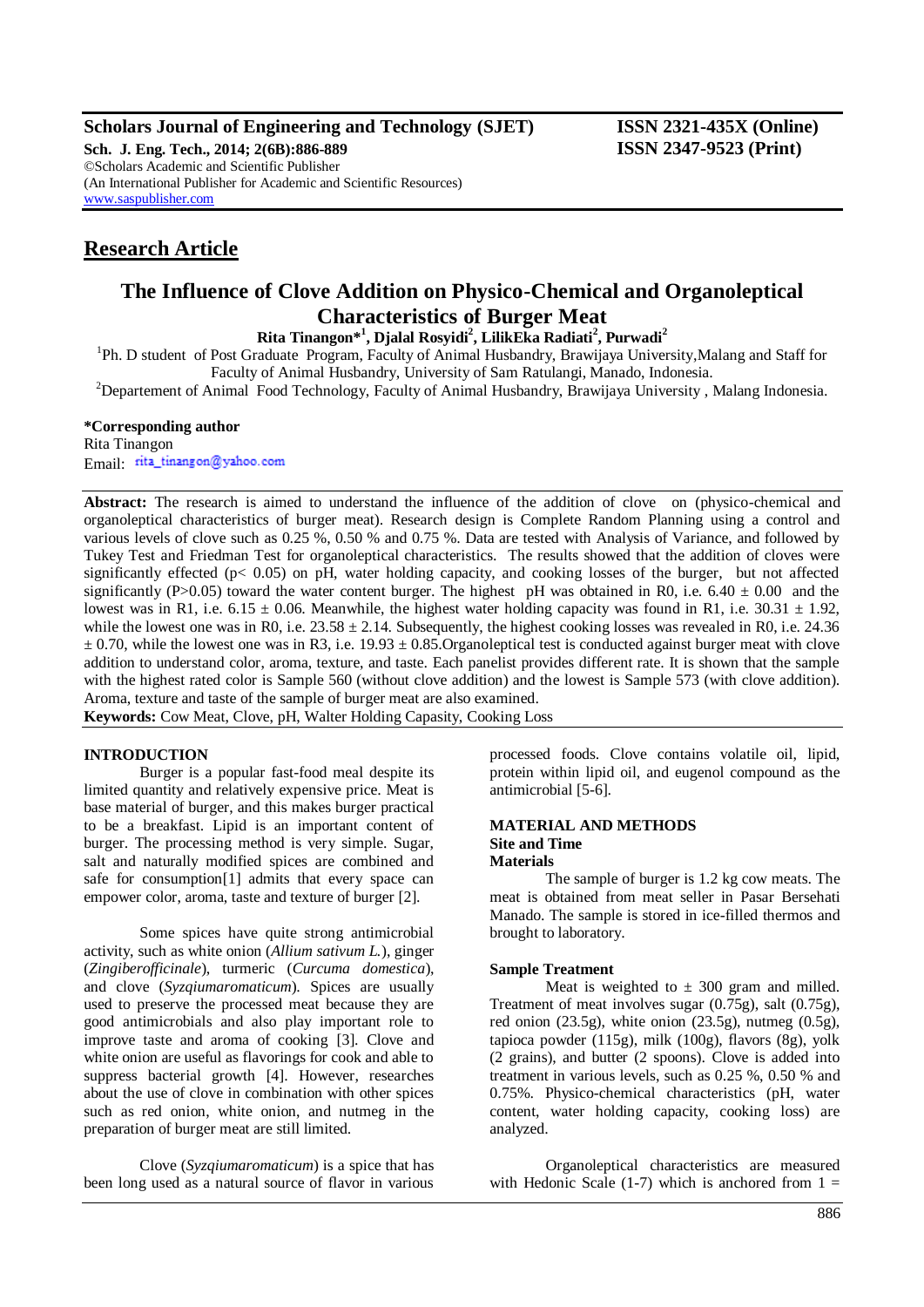# The Influence of Clove Addition on Physico-Chemical and Organoleptical Characteristics of Burger Meat

**Rita Tinangon*[1], Djalal Rosyidi[2], LilikEka Radiati[2], Purwadi[2]**

[1]Ph. D student of Post Graduate Program, Faculty of Animal Husbandry, Brawijaya University,Malang and Staff for Faculty of Animal Husbandry, University of Sam Ratulangi, Manado, Indonesia.

[2]Departement of Animal Food Technology, Faculty of Animal Husbandry, Brawijaya University , Malang Indonesia.

**Research Article**

**\*Corresponding author**
Rita Tinangon
Email: rita_tinangon@yahoo.com

**Abstract:** The research is aimed to understand the influence of the addition of clove on (physico-chemical and organoleptical characteristics of burger meat). Research design is Complete Random Planning using a control and various levels of clove such as 0.25 %, 0.50 % and 0.75 %. Data are tested with Analysis of Variance, and followed by Tukey Test and Friedman Test for organoleptical characteristics. The results showed that the addition of cloves were significantly effected ($p < 0.05$) on pH, water holding capacity, and cooking losses of the burger, but not affected significantly ($P>0.05$) toward the water content burger. The highest pH was obtained in R0, i.e. $6.40 \pm 0.00$ and the lowest was in R1, i.e. $6.15 \pm 0.06$. Meanwhile, the highest water holding capacity was found in R1, i.e. $30.31 \pm 1.92$, while the lowest one was in R0, i.e. $23.58 \pm 2.14$. Subsequently, the highest cooking losses was revealed in R0, i.e. $24.36 \pm 0.70$, while the lowest one was in R3, i.e. $19.93 \pm 0.85$.Organoleptical test is conducted against burger meat with clove addition to understand color, aroma, texture, and taste. Each panelist provides different rate. It is shown that the sample with the highest rated color is Sample 560 (without clove addition) and the lowest is Sample 573 (with clove addition). Aroma, texture and taste of the sample of burger meat are also examined.

**Keywords:** Cow Meat, Clove, pH, Walter Holding Capasity, Cooking Loss

## INTRODUCTION

Burger is a popular fast-food meal despite its limited quantity and relatively expensive price. Meat is base material of burger, and this makes burger practical to be a breakfast. Lipid is an important content of burger. The processing method is very simple. Sugar, salt and naturally modified spices are combined and safe for consumption[1] admits that every space can empower color, aroma, taste and texture of burger [2].

Some spices have quite strong antimicrobial activity, such as white onion (*Allium sativum L.*), ginger (*Zingiberofficinale*), turmeric (*Curcuma domestica*), and clove (*Syzqiumaromaticum*). Spices are usually used to preserve the processed meat because they are good antimicrobials and also play important role to improve taste and aroma of cooking [3]. Clove and white onion are useful as flavorings for cook and able to suppress bacterial growth [4]. However, researches about the use of clove in combination with other spices such as red onion, white onion, and nutmeg in the preparation of burger meat are still limited.

Clove (*Syzqiumaromaticum*) is a spice that has been long used as a natural source of flavor in various processed foods. Clove contains volatile oil, lipid, protein within lipid oil, and eugenol compound as the antimicrobial [5-6].

## MATERIAL AND METHODS

### Site and Time

### Materials

The sample of burger is 1.2 kg cow meats. The meat is obtained from meat seller in Pasar Bersehati Manado. The sample is stored in ice-filled thermos and brought to laboratory.

### Sample Treatment

Meat is weighted to ± 300 gram and milled. Treatment of meat involves sugar (0.75g), salt (0.75g), red onion (23.5g), white onion (23.5g), nutmeg (0.5g), tapioca powder (115g), milk (100g), flavors (8g), yolk (2 grains), and butter (2 spoons). Clove is added into treatment in various levels, such as 0.25 %, 0.50 % and 0.75%. Physico-chemical characteristics (pH, water content, water holding capacity, cooking loss) are analyzed.

Organoleptical characteristics are measured with Hedonic Scale (1-7) which is anchored from 1 =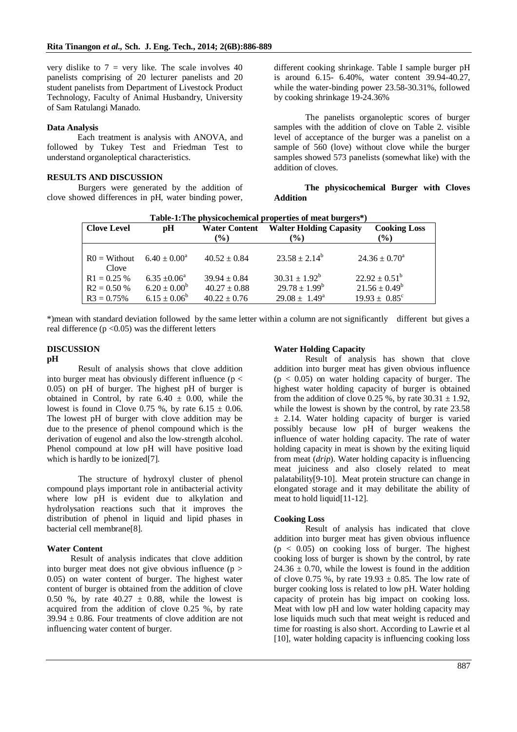very dislike to 7 = very like. The scale involves 40 panelists comprising of 20 lecturer panelists and 20 student panelists from Department of Livestock Product Technology, Faculty of Animal Husbandry, University of Sam Ratulangi Manado.

**Data Analysis**

Each treatment is analysis with ANOVA, and followed by Tukey Test and Friedman Test to understand organoleptical characteristics.

## RESULTS AND DISCUSSION

Burgers were generated by the addition of clove showed differences in pH, water binding power, different cooking shrinkage. Table I sample burger pH is around 6.15- 6.40%, water content 39.94-40.27, while the water-binding power 23.58-30.31%, followed by cooking shrinkage 19-24.36%

The panelists organoleptic scores of burger samples with the addition of clove on Table 2. visible level of acceptance of the burger was a panelist on a sample of 560 (love) without clove while the burger samples showed 573 panelists (somewhat like) with the addition of cloves.

**The physicochemical Burger with Cloves Addition**

**Table-1:The physicochemical properties of meat burgers\*)**

| Clove Level | pH | Water Content (%) | Walter Holding Capasity (%) | Cooking Loss (%) |
|---|---|---|---|---|
| R0 = Without Clove | $6.40 \pm 0.00^a$ | $40.52 \pm 0.84$ | $23.58 \pm 2.14^b$ | $24.36 \pm 0.70^a$ |
| R1 = 0.25 % | $6.35 \pm 0.06^a$ | $39.94 \pm 0.84$ | $30.31 \pm 1.92^b$ | $22.92 \pm 0.51^b$ |
| R2 = 0.50 % | $6.20 \pm 0.00^b$ | $40.27 \pm 0.88$ | $29.78 \pm 1.99^b$ | $21.56 \pm 0.49^b$ |
| R3 = 0.75% | $6.15 \pm 0.06^b$ | $40.22 \pm 0.76$ | $29.08 \pm 1.49^a$ | $19.93 \pm 0.85^c$ |

\*)mean with standard deviation followed by the same letter within a column are not significantly different but gives a real difference ($p < 0.05$) was the different letters

## DISCUSSION

### pH

Result of analysis shows that clove addition into burger meat has obviously different influence ($p < 0.05$) on pH of burger. The highest pH of burger is obtained in Control, by rate $6.40 \pm 0.00$, while the lowest is found in Clove 0.75 %, by rate $6.15 \pm 0.06$. The lowest pH of burger with clove addition may be due to the presence of phenol compound which is the derivation of eugenol and also the low-strength alcohol. Phenol compound at low pH will have positive load which is hardly to be ionized[7].

The structure of hydroxyl cluster of phenol compound plays important role in antibacterial activity where low pH is evident due to alkylation and hydrolysation reactions such that it improves the distribution of phenol in liquid and lipid phases in bacterial cell membrane[8].

### Water Content

Result of analysis indicates that clove addition into burger meat does not give obvious influence ($p > 0.05$) on water content of burger. The highest water content of burger is obtained from the addition of clove 0.50 %, by rate $40.27 \pm 0.88$, while the lowest is acquired from the addition of clove 0.25 %, by rate $39.94 \pm 0.86$. Four treatments of clove addition are not influencing water content of burger.

### Water Holding Capacity

Result of analysis has shown that clove addition into burger meat has given obvious influence ($p < 0.05$) on water holding capacity of burger. The highest water holding capacity of burger is obtained from the addition of clove 0.25 %, by rate $30.31 \pm 1.92$, while the lowest is shown by the control, by rate $23.58 \pm 2.14$. Water holding capacity of burger is varied possibly because low pH of burger weakens the influence of water holding capacity. The rate of water holding capacity in meat is shown by the exiting liquid from meat (*drip*). Water holding capacity is influencing meat juiciness and also closely related to meat palatability[9-10]. Meat protein structure can change in elongated storage and it may debilitate the ability of meat to hold liquid[11-12].

### Cooking Loss

Result of analysis has indicated that clove addition into burger meat has given obvious influence ($p < 0.05$) on cooking loss of burger. The highest cooking loss of burger is shown by the control, by rate $24.36 \pm 0.70$, while the lowest is found in the addition of clove 0.75 %, by rate $19.93 \pm 0.85$. The low rate of burger cooking loss is related to low pH. Water holding capacity of protein has big impact on cooking loss. Meat with low pH and low water holding capacity may lose liquids much such that meat weight is reduced and time for roasting is also short. According to Lawrie et al [10], water holding capacity is influencing cooking loss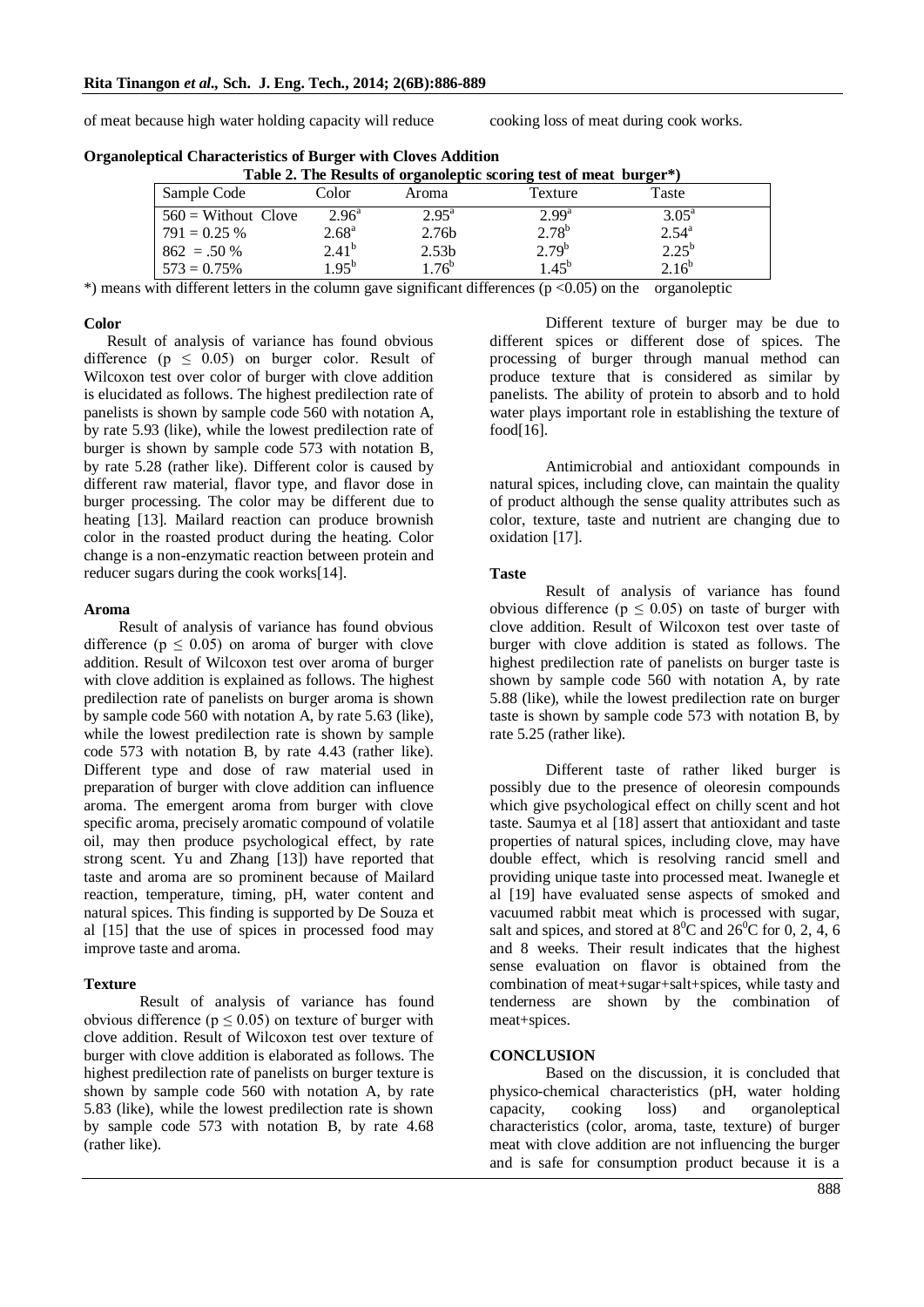of meat because high water holding capacity will reduce cooking loss of meat during cook works.

**Organoleptical Characteristics of Burger with Cloves Addition**

**Table 2. The Results of organoleptic scoring test of meat burger*)**

| Sample Code | Color | Aroma | Texture | Taste |
|---|---|---|---|---|
| 560 = Without Clove | 2.96[a] | 2.95[a] | 2.99[a] | 3.05[a] |
| 791 = 0.25 % | 2.68[a] | 2.76b | 2.78[b] | 2.54[a] |
| 862 = .50 % | 2.41[b] | 2.53b | 2.79[b] | 2.25[b] |
| 573 = 0.75% | 1.95[b] | 1.76[b] | 1.45[b] | 2.16[b] |

*) means with different letters in the column gave significant differences ($p < 0.05$) on the organoleptic

**Color**

Result of analysis of variance has found obvious difference ($p \leq 0.05$) on burger color. Result of Wilcoxon test over color of burger with clove addition is elucidated as follows. The highest predilection rate of panelists is shown by sample code 560 with notation A, by rate 5.93 (like), while the lowest predilection rate of burger is shown by sample code 573 with notation B, by rate 5.28 (rather like). Different color is caused by different raw material, flavor type, and flavor dose in burger processing. The color may be different due to heating [13]. Mailard reaction can produce brownish color in the roasted product during the heating. Color change is a non-enzymatic reaction between protein and reducer sugars during the cook works[14].

**Aroma**

Result of analysis of variance has found obvious difference ($p \leq 0.05$) on aroma of burger with clove addition. Result of Wilcoxon test over aroma of burger with clove addition is explained as follows. The highest predilection rate of panelists on burger aroma is shown by sample code 560 with notation A, by rate 5.63 (like), while the lowest predilection rate is shown by sample code 573 with notation B, by rate 4.43 (rather like). Different type and dose of raw material used in preparation of burger with clove addition can influence aroma. The emergent aroma from burger with clove specific aroma, precisely aromatic compound of volatile oil, may then produce psychological effect, by rate strong scent. Yu and Zhang [13]) have reported that taste and aroma are so prominent because of Mailard reaction, temperature, timing, pH, water content and natural spices. This finding is supported by De Souza et al [15] that the use of spices in processed food may improve taste and aroma.

**Texture**

Result of analysis of variance has found obvious difference ($p \leq 0.05$) on texture of burger with clove addition. Result of Wilcoxon test over texture of burger with clove addition is elaborated as follows. The highest predilection rate of panelists on burger texture is shown by sample code 560 with notation A, by rate 5.83 (like), while the lowest predilection rate is shown by sample code 573 with notation B, by rate 4.68 (rather like).

Different texture of burger may be due to different spices or different dose of spices. The processing of burger through manual method can produce texture that is considered as similar by panelists. The ability of protein to absorb and to hold water plays important role in establishing the texture of food[16].

Antimicrobial and antioxidant compounds in natural spices, including clove, can maintain the quality of product although the sense quality attributes such as color, texture, taste and nutrient are changing due to oxidation [17].

**Taste**

Result of analysis of variance has found obvious difference ($p \leq 0.05$) on taste of burger with clove addition. Result of Wilcoxon test over taste of burger with clove addition is stated as follows. The highest predilection rate of panelists on burger taste is shown by sample code 560 with notation A, by rate 5.88 (like), while the lowest predilection rate on burger taste is shown by sample code 573 with notation B, by rate 5.25 (rather like).

Different taste of rather liked burger is possibly due to the presence of oleoresin compounds which give psychological effect on chilly scent and hot taste. Saumya et al [18] assert that antioxidant and taste properties of natural spices, including clove, may have double effect, which is resolving rancid smell and providing unique taste into processed meat. Iwanegle et al [19] have evaluated sense aspects of smoked and vacuumed rabbit meat which is processed with sugar, salt and spices, and stored at $8^0$C and $26^0$C for 0, 2, 4, 6 and 8 weeks. Their result indicates that the highest sense evaluation on flavor is obtained from the combination of meat+sugar+salt+spices, while tasty and tenderness are shown by the combination of meat+spices.

## CONCLUSION

Based on the discussion, it is concluded that physico-chemical characteristics (pH, water holding capacity, cooking loss) and organoleptical characteristics (color, aroma, taste, texture) of burger meat with clove addition are not influencing the burger and is safe for consumption product because it is a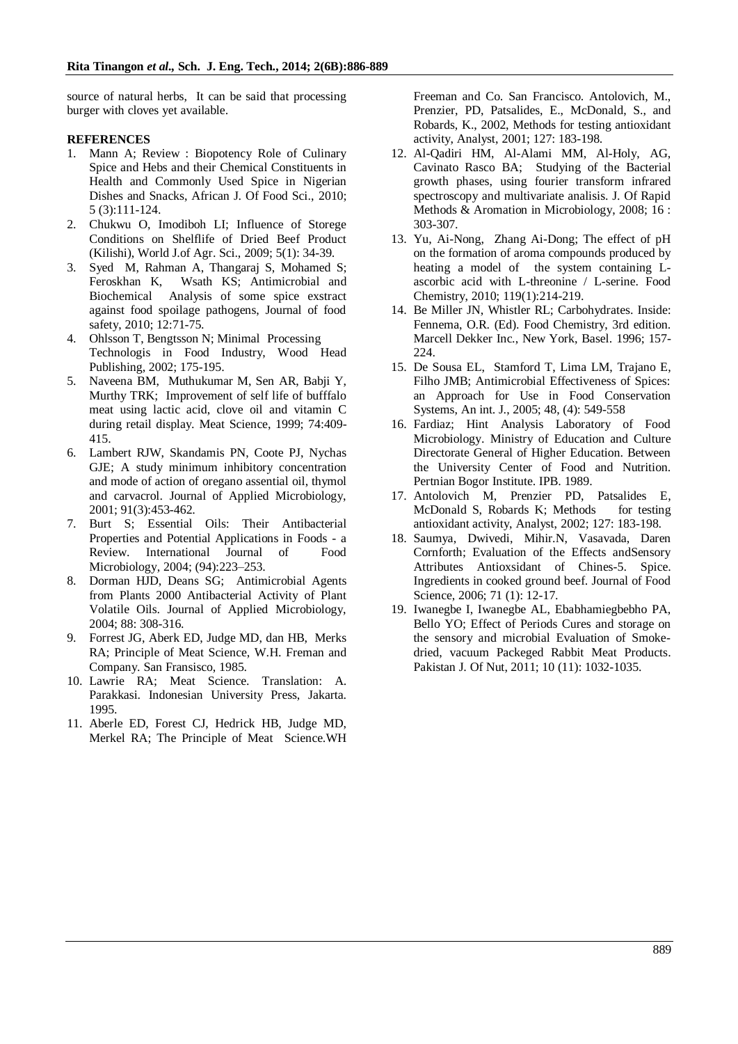source of natural herbs, It can be said that processing burger with cloves yet available.

**REFERENCES**

1. Mann A; Review : Biopotency Role of Culinary Spice and Hebs and their Chemical Constituents in Health and Commonly Used Spice in Nigerian Dishes and Snacks, African J. Of Food Sci., 2010; 5 (3):111-124.
2. Chukwu O, Imodiboh LI; Influence of Storege Conditions on Shelflife of Dried Beef Product (Kilishi), World J.of Agr. Sci., 2009; 5(1): 34-39.
3. Syed M, Rahman A, Thangaraj S, Mohamed S; Feroskhan K, Wsath KS; Antimicrobial and Biochemical Analysis of some spice exstract against food spoilage pathogens, Journal of food safety, 2010; 12:71-75.
4. Ohlsson T, Bengtsson N; Minimal Processing Technologis in Food Industry, Wood Head Publishing, 2002; 175-195.
5. Naveena BM, Muthukumar M, Sen AR, Babji Y, Murthy TRK; Improvement of self life of bufffalo meat using lactic acid, clove oil and vitamin C during retail display. Meat Science, 1999; 74:409-415.
6. Lambert RJW, Skandamis PN, Coote PJ, Nychas GJE; A study minimum inhibitory concentration and mode of action of oregano assential oil, thymol and carvacrol. Journal of Applied Microbiology, 2001; 91(3):453-462.
7. Burt S; Essential Oils: Their Antibacterial Properties and Potential Applications in Foods - a Review. International Journal of Food Microbiology, 2004; (94):223–253.
8. Dorman HJD, Deans SG; Antimicrobial Agents from Plants 2000 Antibacterial Activity of Plant Volatile Oils. Journal of Applied Microbiology, 2004; 88: 308-316.
9. Forrest JG, Aberk ED, Judge MD, dan HB, Merks RA; Principle of Meat Science, W.H. Freman and Company. San Fransisco, 1985.
10. Lawrie RA; Meat Science. Translation: A. Parakkasi. Indonesian University Press, Jakarta. 1995.
11. Aberle ED, Forest CJ, Hedrick HB, Judge MD, Merkel RA; The Principle of Meat Science.WH Freeman and Co. San Francisco. Antolovich, M., Prenzier, PD, Patsalides, E., McDonald, S., and Robards, K., 2002, Methods for testing antioxidant activity, Analyst, 2001; 127: 183-198.
12. Al-Qadiri HM, Al-Alami MM, Al-Holy, AG, Cavinato Rasco BA; Studying of the Bacterial growth phases, using fourier transform infrared spectroscopy and multivariate analisis. J. Of Rapid Methods & Aromation in Microbiology, 2008; 16 : 303-307.
13. Yu, Ai-Nong, Zhang Ai-Dong; The effect of pH on the formation of aroma compounds produced by heating a model of the system containing L-ascorbic acid with L-threonine / L-serine. Food Chemistry, 2010; 119(1):214-219.
14. Be Miller JN, Whistler RL; Carbohydrates. Inside: Fennema, O.R. (Ed). Food Chemistry, 3rd edition. Marcell Dekker Inc., New York, Basel. 1996; 157-224.
15. De Sousa EL, Stamford T, Lima LM, Trajano E, Filho JMB; Antimicrobial Effectiveness of Spices: an Approach for Use in Food Conservation Systems, An int. J., 2005; 48, (4): 549-558
16. Fardiaz; Hint Analysis Laboratory of Food Microbiology. Ministry of Education and Culture Directorate General of Higher Education. Between the University Center of Food and Nutrition. Pertnian Bogor Institute. IPB. 1989.
17. Antolovich M, Prenzier PD, Patsalides E, McDonald S, Robards K; Methods for testing antioxidant activity, Analyst, 2002; 127: 183-198.
18. Saumya, Dwivedi, Mihir.N, Vasavada, Daren Cornforth; Evaluation of the Effects andSensory Attributes Antioxsidant of Chines-5. Spice. Ingredients in cooked ground beef. Journal of Food Science, 2006; 71 (1): 12-17.
19. Iwanegbe I, Iwanegbe AL, Ebabhamiegbebho PA, Bello YO; Effect of Periods Cures and storage on the sensory and microbial Evaluation of Smoke-dried, vacuum Packeged Rabbit Meat Products. Pakistan J. Of Nut, 2011; 10 (11): 1032-1035.